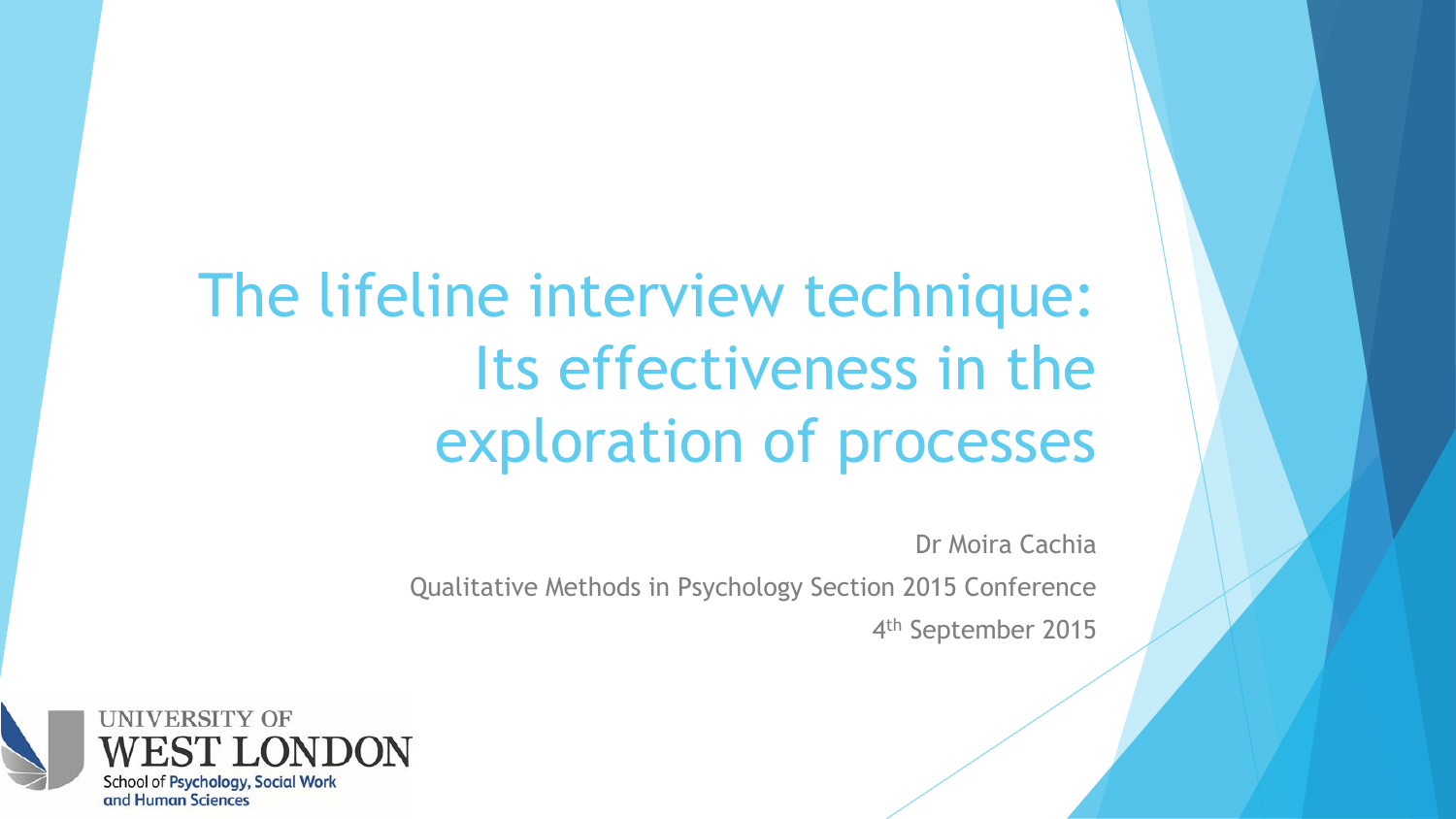# The lifeline interview technique: Its effectiveness in the exploration of processes

Dr Moira Cachia

Qualitative Methods in Psychology Section 2015 Conference

4th September 2015

UNIVERSITY OF WEST LONDON

School of Psychology, Social Work and Human Sciences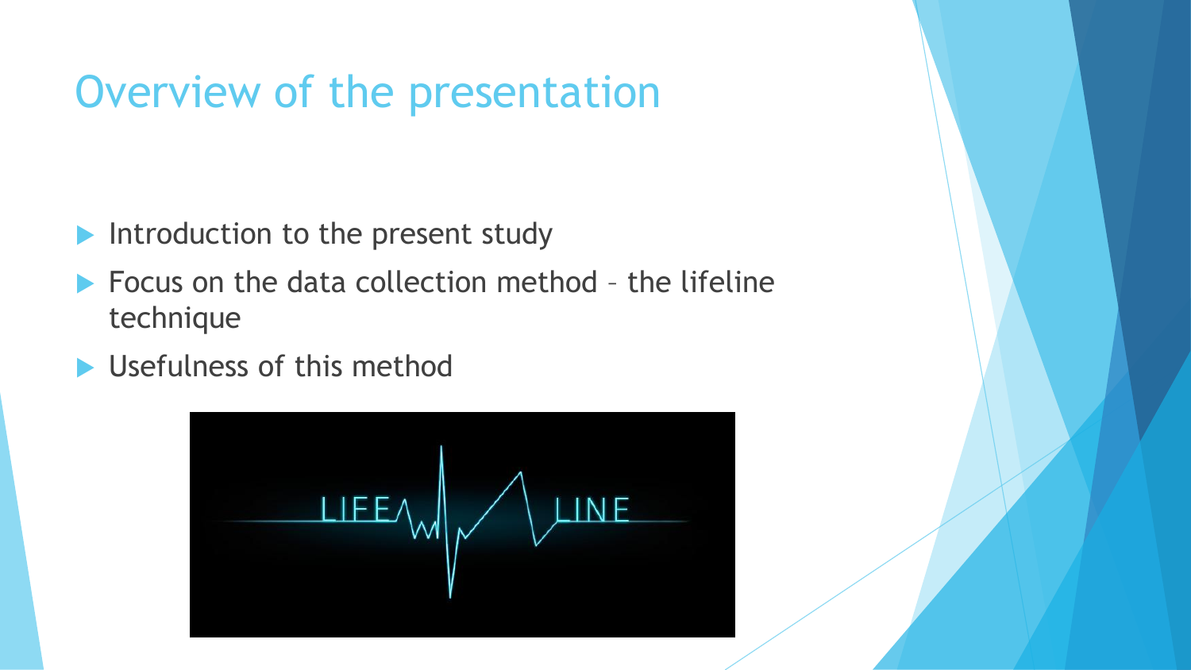# Overview of the presentation

- Introduction to the present study
- Focus on the data collection method – the lifeline technique
- Usefulness of this method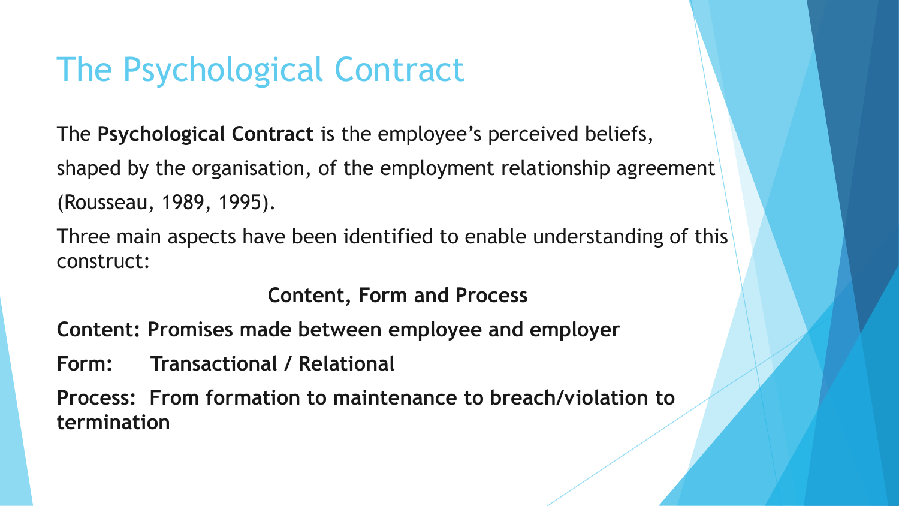# The Psychological Contract

The **Psychological Contract** is the employee's perceived beliefs, shaped by the organisation, of the employment relationship agreement (Rousseau, 1989, 1995).

Three main aspects have been identified to enable understanding of this construct:

**Content, Form and Process**

**Content: Promises made between employee and employer**

**Form: Transactional / Relational**

**Process: From formation to maintenance to breach/violation to termination**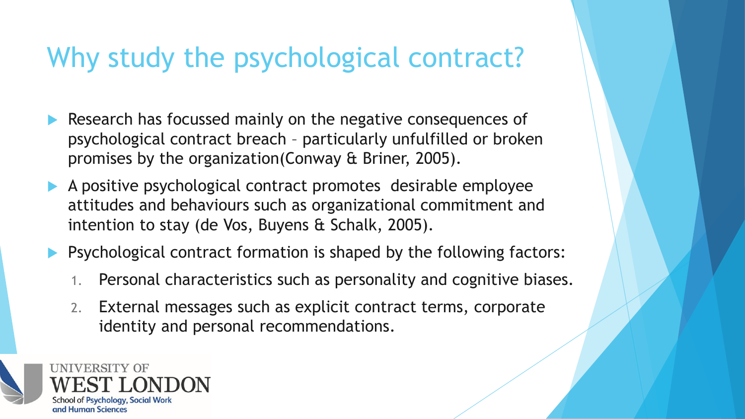# Why study the psychological contract?

- Research has focussed mainly on the negative consequences of psychological contract breach – particularly unfulfilled or broken promises by the organization(Conway & Briner, 2005).
- A positive psychological contract promotes desirable employee attitudes and behaviours such as organizational commitment and intention to stay (de Vos, Buyens & Schalk, 2005).
- Psychological contract formation is shaped by the following factors:
  1. Personal characteristics such as personality and cognitive biases.
  2. External messages such as explicit contract terms, corporate identity and personal recommendations.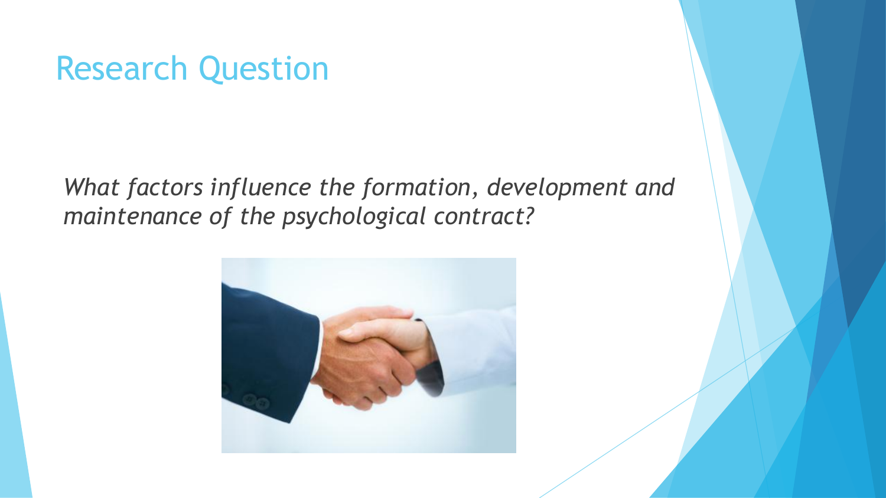# Research Question

*What factors influence the formation, development and maintenance of the psychological contract?*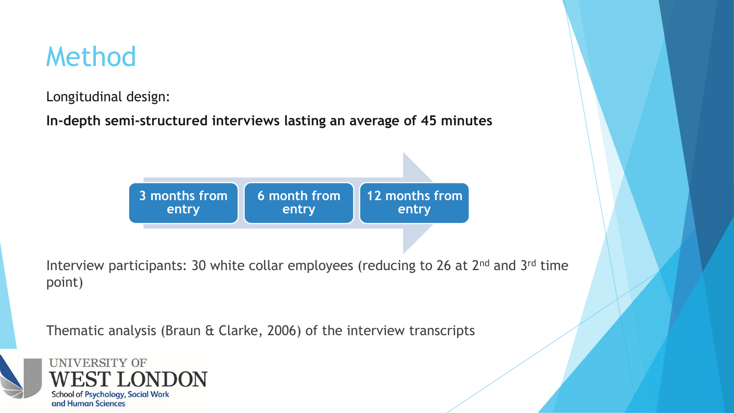# Method

Longitudinal design:

**In-depth semi-structured interviews lasting an average of 45 minutes**

3 months from entry → 6 month from entry → 12 months from entry

Interview participants: 30 white collar employees (reducing to 26 at 2nd and 3rd time point)

Thematic analysis (Braun & Clarke, 2006) of the interview transcripts

UNIVERSITY OF WEST LONDON
School of Psychology, Social Work and Human Sciences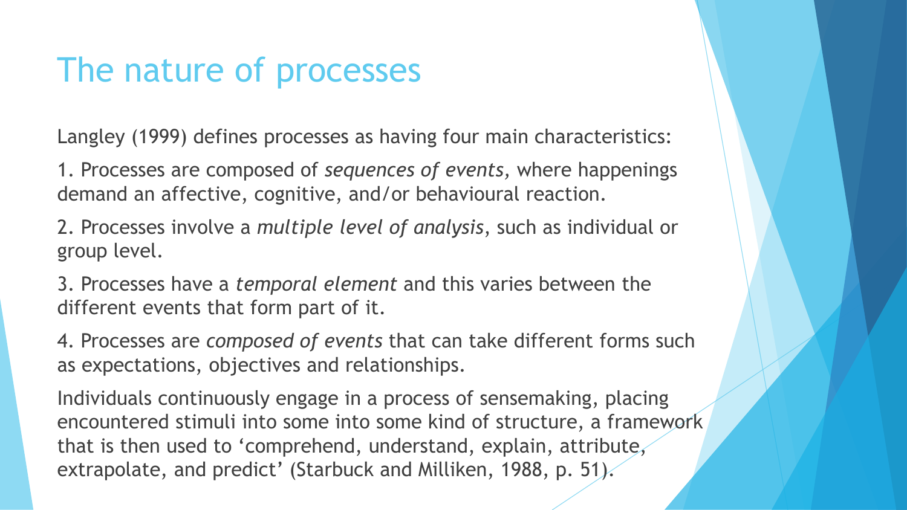# The nature of processes

Langley (1999) defines processes as having four main characteristics:

1. Processes are composed of *sequences of events,* where happenings demand an affective, cognitive, and/or behavioural reaction.

2. Processes involve a *multiple level of analysis*, such as individual or group level.

3. Processes have a *temporal element* and this varies between the different events that form part of it.

4. Processes are *composed of events* that can take different forms such as expectations, objectives and relationships.

Individuals continuously engage in a process of sensemaking, placing encountered stimuli into some into some kind of structure, a framework that is then used to 'comprehend, understand, explain, attribute, extrapolate, and predict' (Starbuck and Milliken, 1988, p. 51).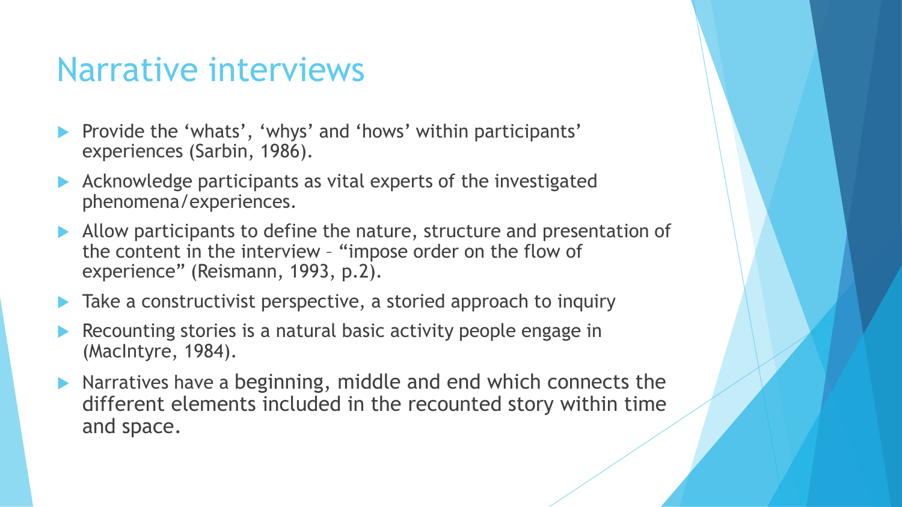# Narrative interviews

- Provide the ‘whats’, ‘whys’ and ‘hows’ within participants’ experiences (Sarbin, 1986).
- Acknowledge participants as vital experts of the investigated phenomena/experiences.
- Allow participants to define the nature, structure and presentation of the content in the interview – “impose order on the flow of experience” (Reismann, 1993, p.2).
- Take a constructivist perspective, a storied approach to inquiry
- Recounting stories is a natural basic activity people engage in (MacIntyre, 1984).
- Narratives have a beginning, middle and end which connects the different elements included in the recounted story within time and space.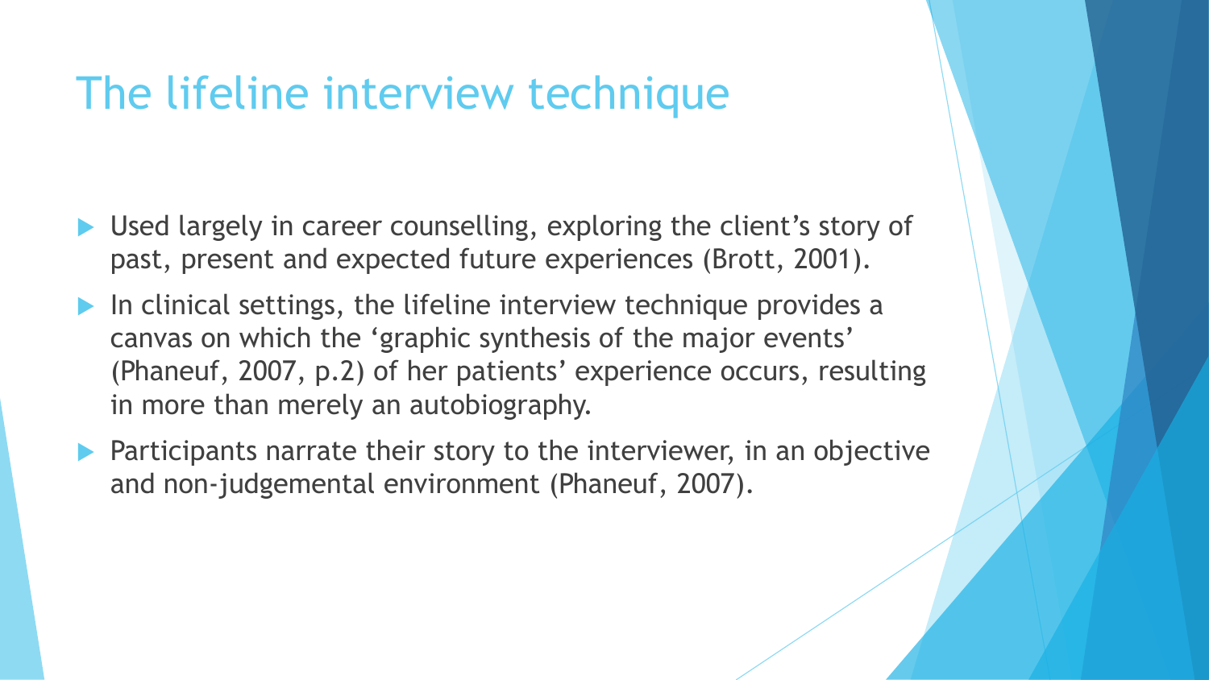# The lifeline interview technique

- Used largely in career counselling, exploring the client's story of past, present and expected future experiences (Brott, 2001).
- In clinical settings, the lifeline interview technique provides a canvas on which the 'graphic synthesis of the major events' (Phaneuf, 2007, p.2) of her patients' experience occurs, resulting in more than merely an autobiography.
- Participants narrate their story to the interviewer, in an objective and non-judgemental environment (Phaneuf, 2007).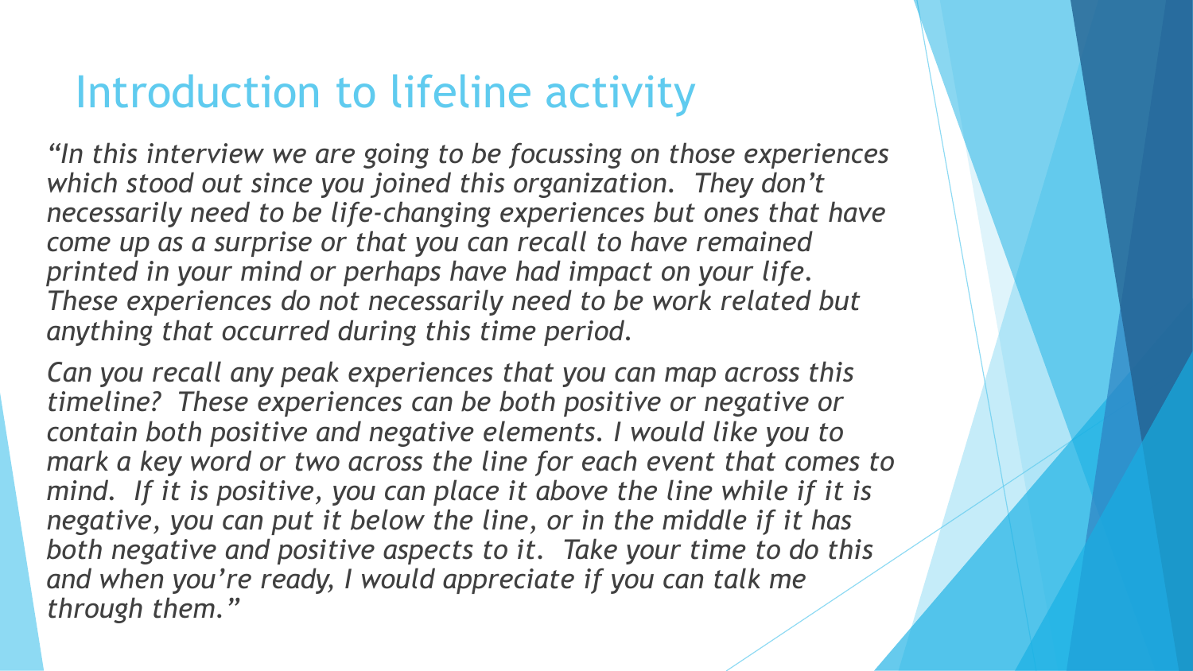# Introduction to lifeline activity

*"In this interview we are going to be focussing on those experiences which stood out since you joined this organization. They don't necessarily need to be life-changing experiences but ones that have come up as a surprise or that you can recall to have remained printed in your mind or perhaps have had impact on your life. These experiences do not necessarily need to be work related but anything that occurred during this time period.*

*Can you recall any peak experiences that you can map across this timeline? These experiences can be both positive or negative or contain both positive and negative elements. I would like you to mark a key word or two across the line for each event that comes to mind. If it is positive, you can place it above the line while if it is negative, you can put it below the line, or in the middle if it has both negative and positive aspects to it. Take your time to do this and when you're ready, I would appreciate if you can talk me through them."*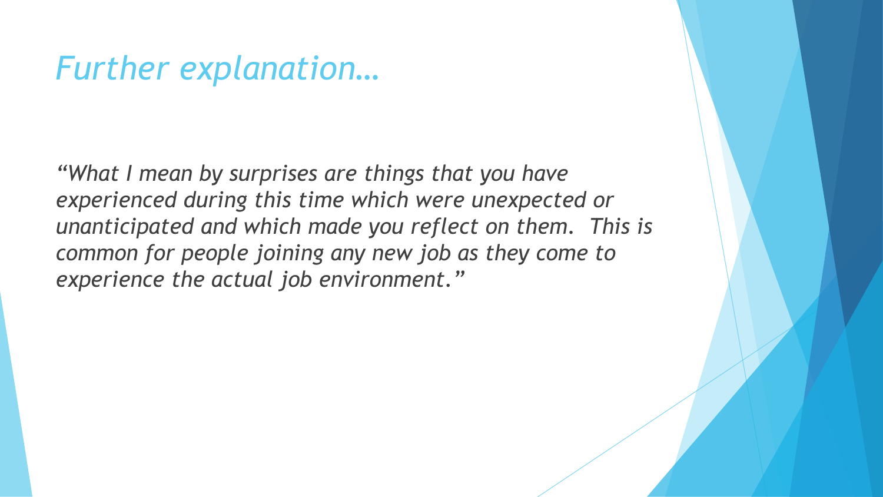# *Further explanation…*

*"What I mean by surprises are things that you have experienced during this time which were unexpected or unanticipated and which made you reflect on them. This is common for people joining any new job as they come to experience the actual job environment."*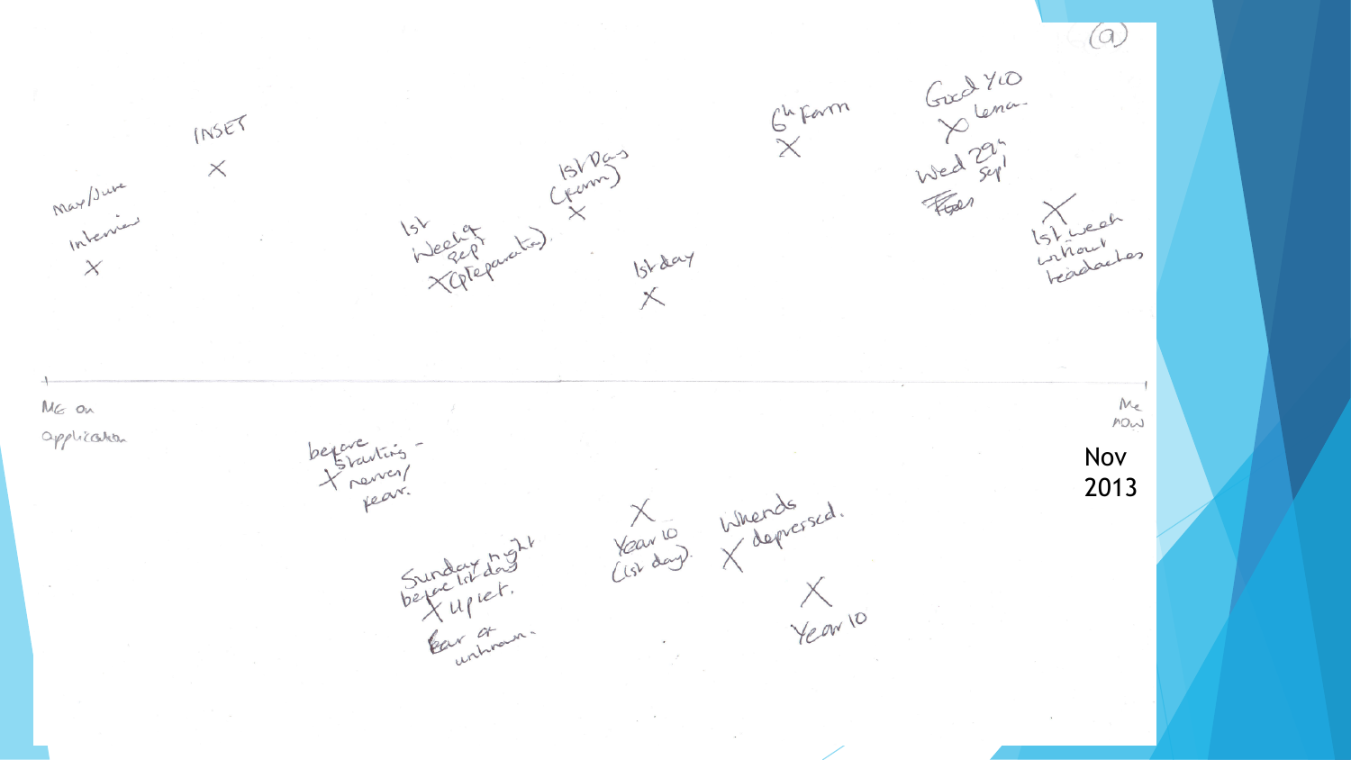(a)

May/June interview ×

INSET ×

1st Week Sept × (preparation)

1st Days (form) ×

1st day ×

6th Form ×

Good Y10 × lesson

Wed 29th Sept Fears

× 1st week without headaches

Me on application ———————————————————————— Me now

Nov 2013

before starting – × nerves/ fear.

Sunday night before 1st day × upset. Fear of unknown.

× Year 10 (1st day).

Weekends × depressed.

× Year 10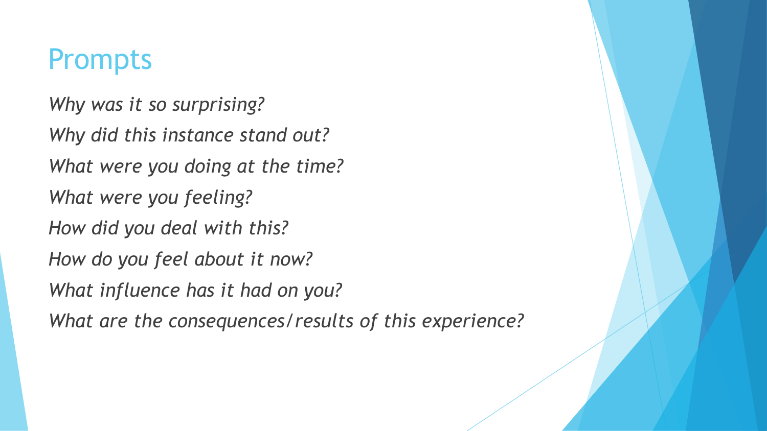# Prompts

*Why was it so surprising?*

*Why did this instance stand out?*

*What were you doing at the time?*

*What were you feeling?*

*How did you deal with this?*

*How do you feel about it now?*

*What influence has it had on you?*

*What are the consequences/results of this experience?*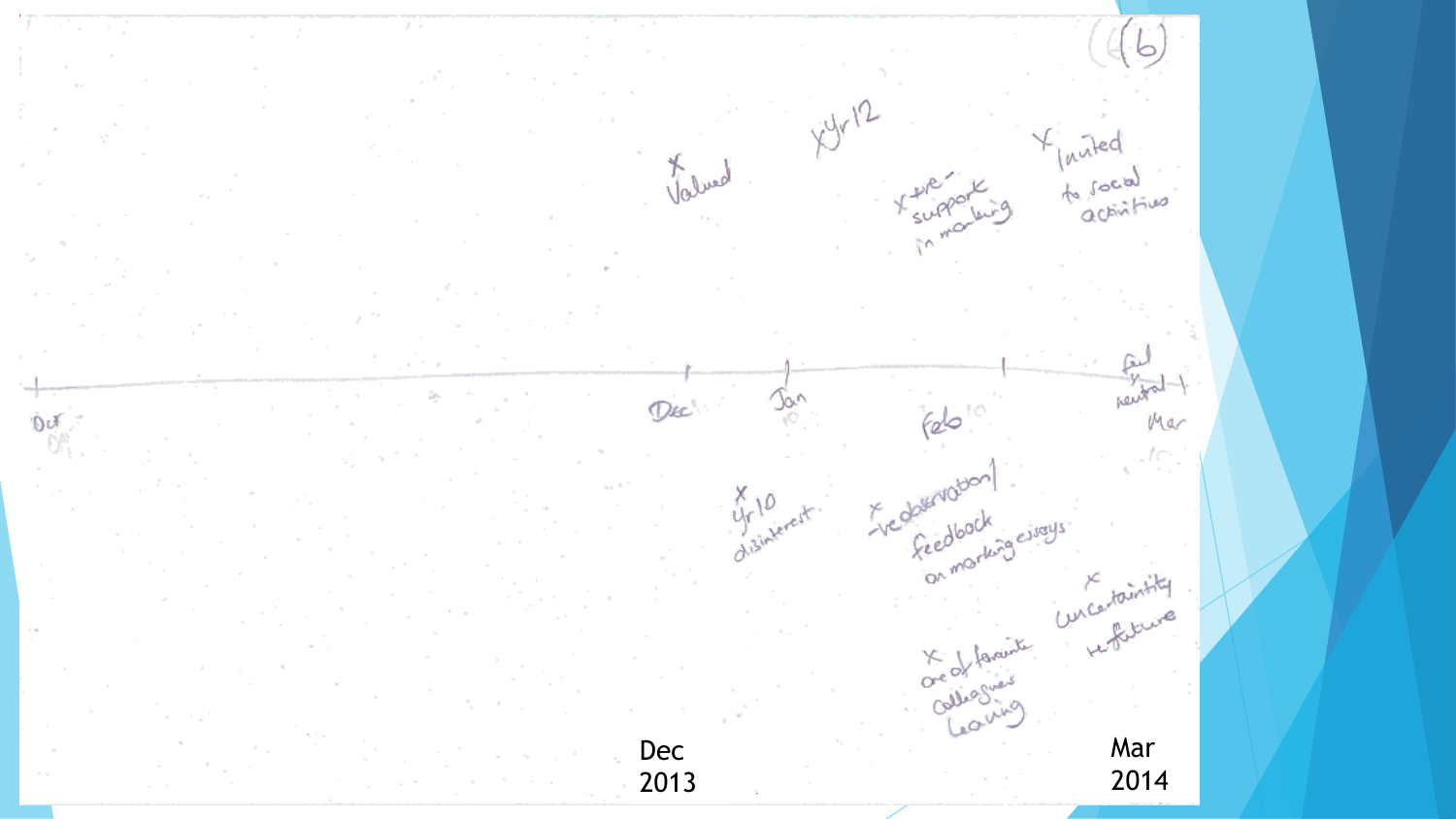(6)

x Valued

x Yr 12

x +ve - support in marking

x Invited to social activities

Oct | Dec | Jan | Feb | feel neutral | Mar

x Yr 10 disinterest

x -ve observation/ feedback on marking essays

x one of favourite colleagues leaving

x uncertainty re future

Dec 2013

Mar 2014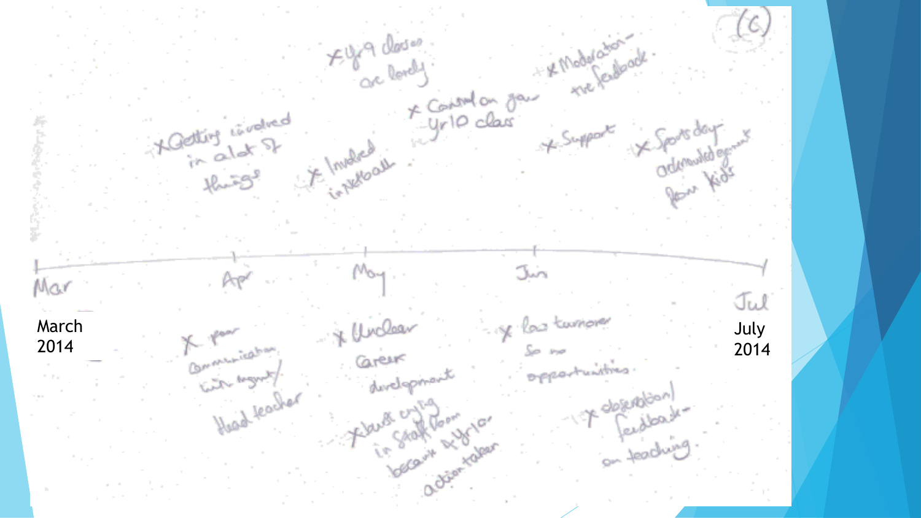(c)

**Positive (above the timeline):**

- x Getting involved in a lot of things
- x Involved in Netball
- x Yr 9 classes are lovely
- x Control on your Yr 10 class
- x Moderation – +ve feedback
- x Support
- x Sports day – acknowledgement from kids

**Timeline:** Mar (March 2014) — Apr — May — Jun — Jul (July 2014)

**Negative (below the timeline):**

- x poor communication with mgmt / Head teacher
- x Unclear Career development
- x burst crying in Staff Room because of Yr10 – action taken
- x low turnover so no opportunities.
- x observation / feedback – on teaching.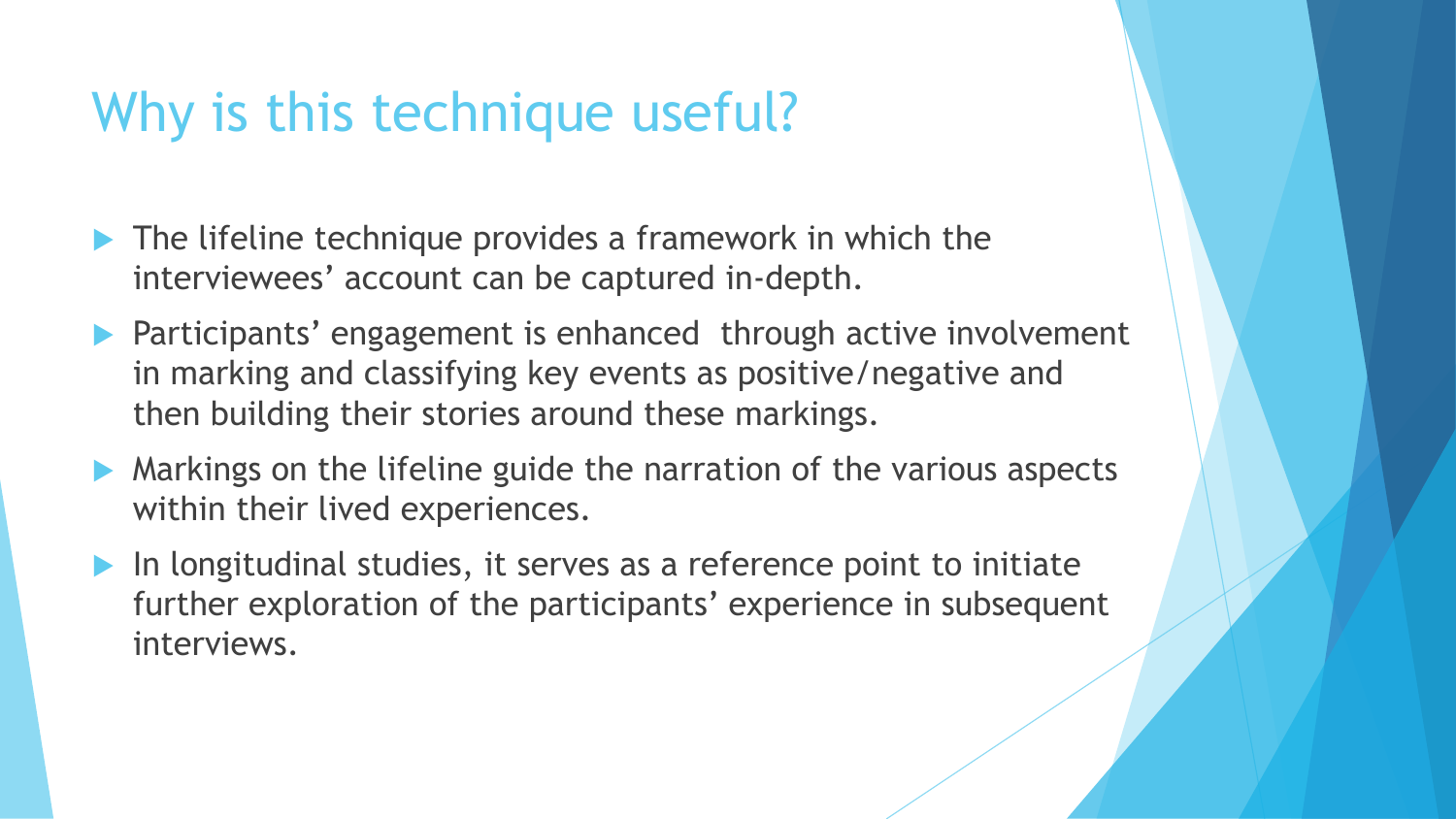# Why is this technique useful?

- The lifeline technique provides a framework in which the interviewees' account can be captured in-depth.
- Participants' engagement is enhanced through active involvement in marking and classifying key events as positive/negative and then building their stories around these markings.
- Markings on the lifeline guide the narration of the various aspects within their lived experiences.
- In longitudinal studies, it serves as a reference point to initiate further exploration of the participants' experience in subsequent interviews.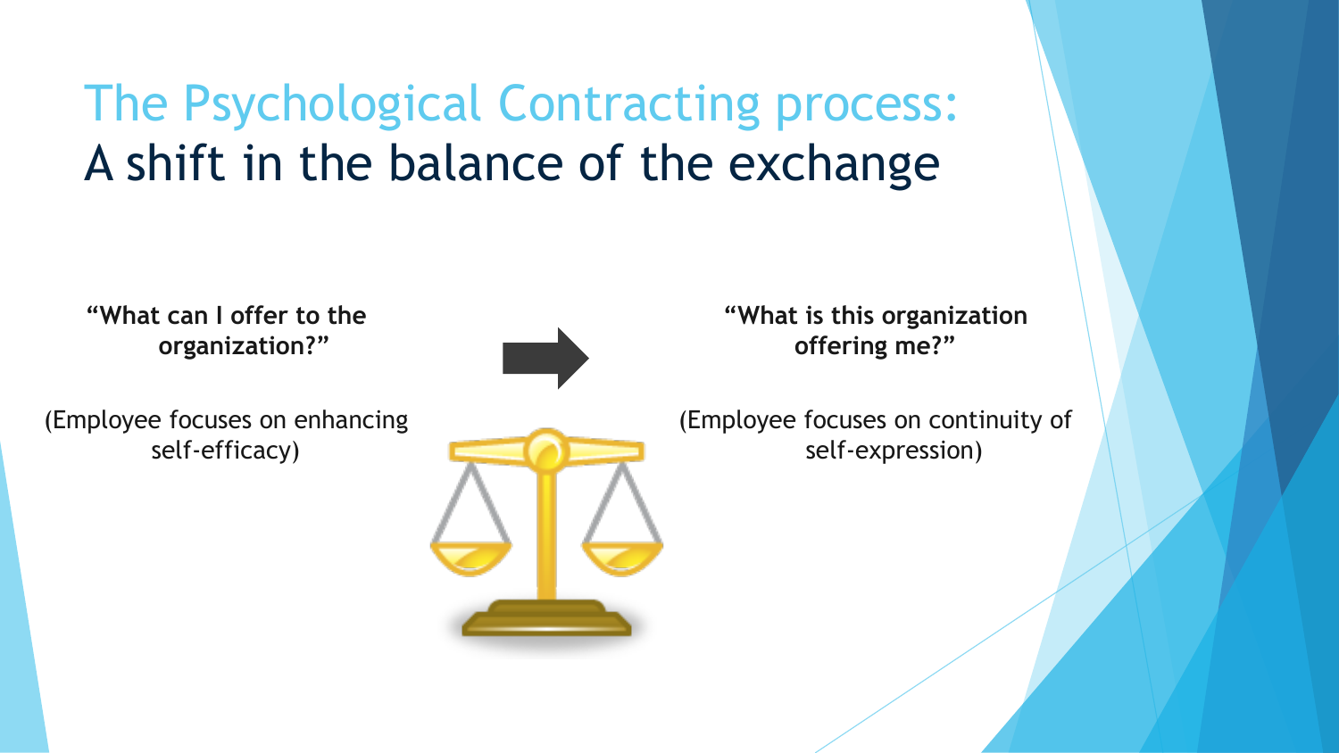# The Psychological Contracting process:
## A shift in the balance of the exchange

**"What can I offer to the organization?"**

(Employee focuses on enhancing self-efficacy)

**"What is this organization offering me?"**

(Employee focuses on continuity of self-expression)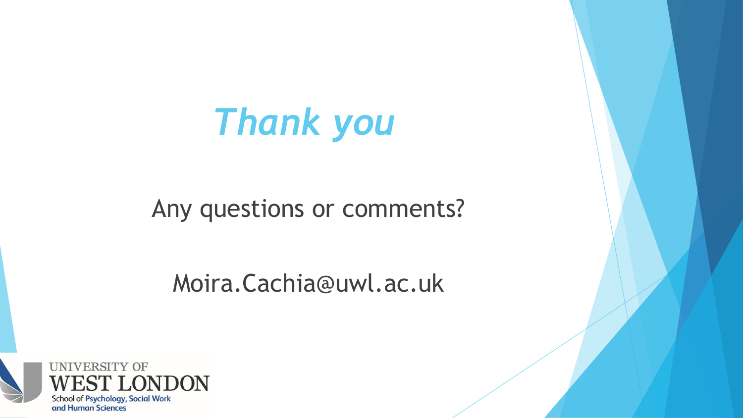# *Thank you*

Any questions or comments?

Moira.Cachia@uwl.ac.uk

UNIVERSITY OF WEST LONDON
School of Psychology, Social Work and Human Sciences